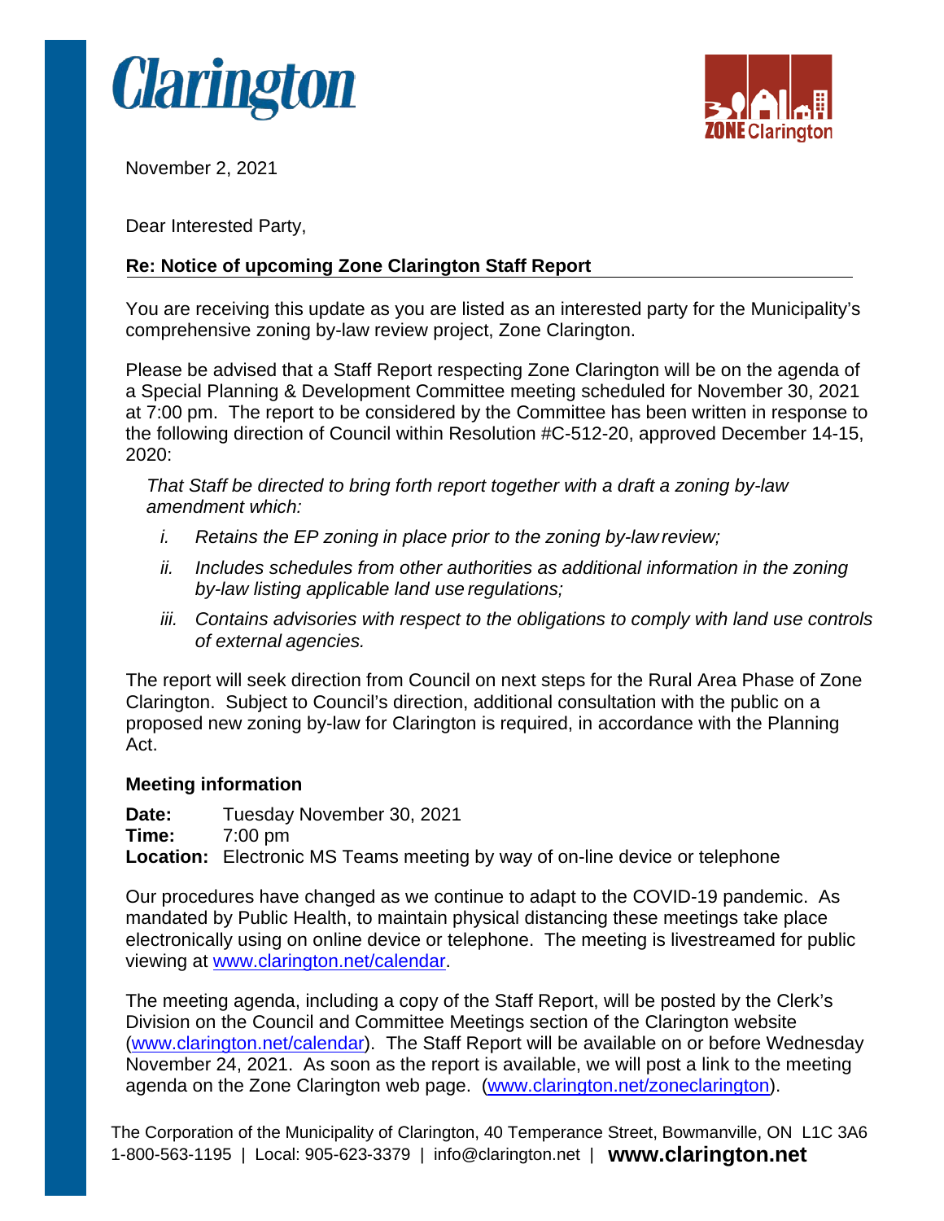November 2, 2021

Dear Interested Party,

**Re: Notice of upcoming Zone Clarington Staff Report**

You are receiving this update as you are listed as an interested party for the Municipality's comprehensive zoning by-law review project, Zone Clarington.

Please be advised that a Staff Report respecting Zone Clarington will be on the agenda of a Special Planning & Development Committee meeting scheduled for November 30, 2021 at 7:00 pm. The report to be considered by the Committee has been written in response to the following direction of Council within Resolution #C-512-20, approved December 14-15, 2020:

> *That Staff be directed to bring forth report together with a draft a zoning by-law amendment which:*
>
> *i. Retains the EP zoning in place prior to the zoning by-law review;*
>
> *ii. Includes schedules from other authorities as additional information in the zoning by-law listing applicable land use regulations;*
>
> *iii. Contains advisories with respect to the obligations to comply with land use controls of external agencies.*

The report will seek direction from Council on next steps for the Rural Area Phase of Zone Clarington. Subject to Council's direction, additional consultation with the public on a proposed new zoning by-law for Clarington is required, in accordance with the Planning Act.

**Meeting information**

**Date:** Tuesday November 30, 2021
**Time:** 7:00 pm
**Location:** Electronic MS Teams meeting by way of on-line device or telephone

Our procedures have changed as we continue to adapt to the COVID-19 pandemic. As mandated by Public Health, to maintain physical distancing these meetings take place electronically using on online device or telephone. The meeting is livestreamed for public viewing at www.clarington.net/calendar.

The meeting agenda, including a copy of the Staff Report, will be posted by the Clerk's Division on the Council and Committee Meetings section of the Clarington website (www.clarington.net/calendar). The Staff Report will be available on or before Wednesday November 24, 2021. As soon as the report is available, we will post a link to the meeting agenda on the Zone Clarington web page. (www.clarington.net/zoneclarington).

The Corporation of the Municipality of Clarington, 40 Temperance Street, Bowmanville, ON L1C 3A6
1-800-563-1195 | Local: 905-623-3379 | info@clarington.net | **www.clarington.net**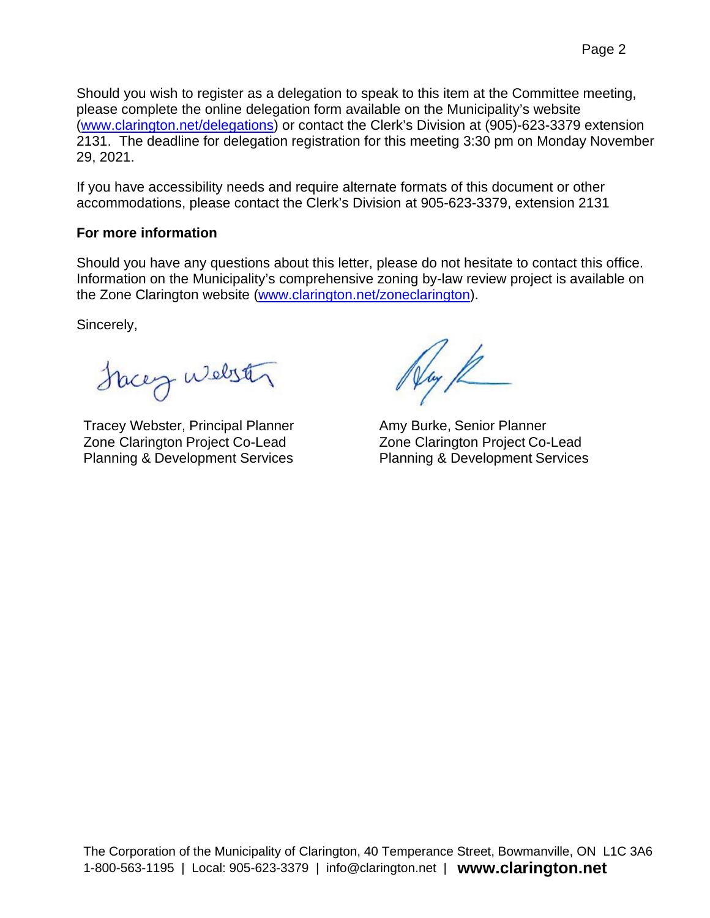Should you wish to register as a delegation to speak to this item at the Committee meeting, please complete the online delegation form available on the Municipality's website (www.clarington.net/delegations) or contact the Clerk's Division at (905)-623-3379 extension 2131. The deadline for delegation registration for this meeting 3:30 pm on Monday November 29, 2021.

If you have accessibility needs and require alternate formats of this document or other accommodations, please contact the Clerk's Division at 905-623-3379, extension 2131

**For more information**

Should you have any questions about this letter, please do not hesitate to contact this office. Information on the Municipality's comprehensive zoning by-law review project is available on the Zone Clarington website (www.clarington.net/zoneclarington).

Sincerely,

Tracey Webster, Principal Planner
Zone Clarington Project Co-Lead
Planning & Development Services

Amy Burke, Senior Planner
Zone Clarington Project Co-Lead
Planning & Development Services

The Corporation of the Municipality of Clarington, 40 Temperance Street, Bowmanville, ON L1C 3A6
1-800-563-1195 | Local: 905-623-3379 | info@clarington.net | **www.clarington.net**